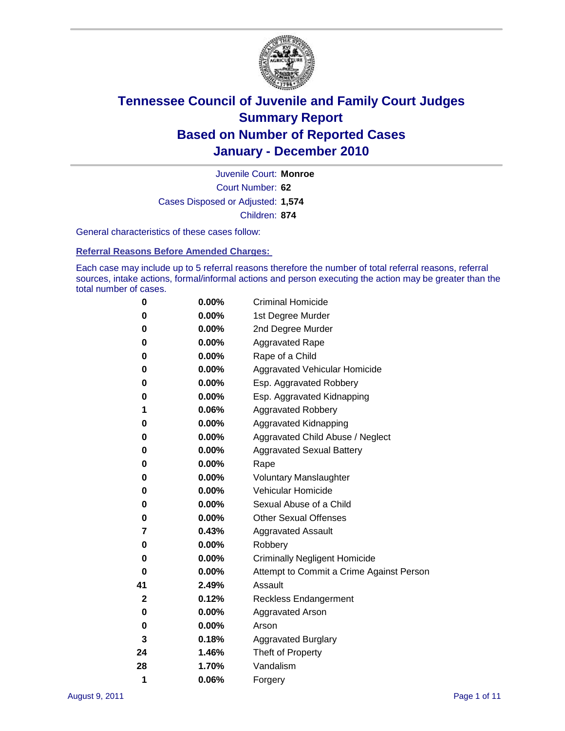# Tennessee Council of Juvenile and Family Court Judges
## Summary Report
## Based on Number of Reported Cases
## January - December 2010

Juvenile Court: **Monroe**

Court Number: **62**

Cases Disposed or Adjusted: **1,574**

Children: **874**

General characteristics of these cases follow:

### Referral Reasons Before Amended Charges:

Each case may include up to 5 referral reasons therefore the number of total referral reasons, referral sources, intake actions, formal/informal actions and person executing the action may be greater than the total number of cases.

| Count | Percent | Referral Reason |
|---|---|---|
| 0 | 0.00% | Criminal Homicide |
| 0 | 0.00% | 1st Degree Murder |
| 0 | 0.00% | 2nd Degree Murder |
| 0 | 0.00% | Aggravated Rape |
| 0 | 0.00% | Rape of a Child |
| 0 | 0.00% | Aggravated Vehicular Homicide |
| 0 | 0.00% | Esp. Aggravated Robbery |
| 0 | 0.00% | Esp. Aggravated Kidnapping |
| 1 | 0.06% | Aggravated Robbery |
| 0 | 0.00% | Aggravated Kidnapping |
| 0 | 0.00% | Aggravated Child Abuse / Neglect |
| 0 | 0.00% | Aggravated Sexual Battery |
| 0 | 0.00% | Rape |
| 0 | 0.00% | Voluntary Manslaughter |
| 0 | 0.00% | Vehicular Homicide |
| 0 | 0.00% | Sexual Abuse of a Child |
| 0 | 0.00% | Other Sexual Offenses |
| 7 | 0.43% | Aggravated Assault |
| 0 | 0.00% | Robbery |
| 0 | 0.00% | Criminally Negligent Homicide |
| 0 | 0.00% | Attempt to Commit a Crime Against Person |
| 41 | 2.49% | Assault |
| 2 | 0.12% | Reckless Endangerment |
| 0 | 0.00% | Aggravated Arson |
| 0 | 0.00% | Arson |
| 3 | 0.18% | Aggravated Burglary |
| 24 | 1.46% | Theft of Property |
| 28 | 1.70% | Vandalism |
| 1 | 0.06% | Forgery |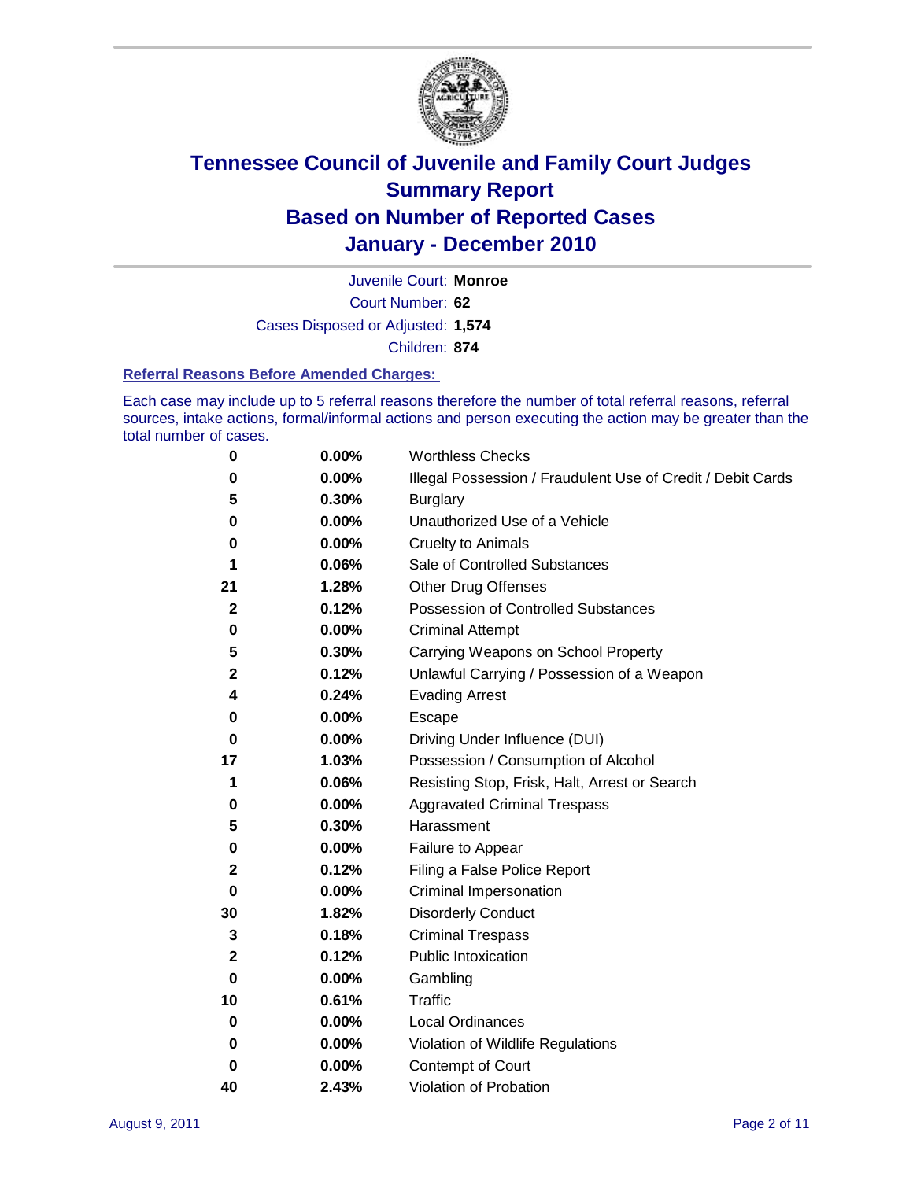# Tennessee Council of Juvenile and Family Court Judges
## Summary Report
## Based on Number of Reported Cases
## January - December 2010

Juvenile Court: **Monroe**

Court Number: **62**

Cases Disposed or Adjusted: **1,574**

Children: **874**

### Referral Reasons Before Amended Charges:

Each case may include up to 5 referral reasons therefore the number of total referral reasons, referral sources, intake actions, formal/informal actions and person executing the action may be greater than the total number of cases.

| Count | Percent | Referral Reason |
|---|---|---|
| 0 | 0.00% | Worthless Checks |
| 0 | 0.00% | Illegal Possession / Fraudulent Use of Credit / Debit Cards |
| 5 | 0.30% | Burglary |
| 0 | 0.00% | Unauthorized Use of a Vehicle |
| 0 | 0.00% | Cruelty to Animals |
| 1 | 0.06% | Sale of Controlled Substances |
| 21 | 1.28% | Other Drug Offenses |
| 2 | 0.12% | Possession of Controlled Substances |
| 0 | 0.00% | Criminal Attempt |
| 5 | 0.30% | Carrying Weapons on School Property |
| 2 | 0.12% | Unlawful Carrying / Possession of a Weapon |
| 4 | 0.24% | Evading Arrest |
| 0 | 0.00% | Escape |
| 0 | 0.00% | Driving Under Influence (DUI) |
| 17 | 1.03% | Possession / Consumption of Alcohol |
| 1 | 0.06% | Resisting Stop, Frisk, Halt, Arrest or Search |
| 0 | 0.00% | Aggravated Criminal Trespass |
| 5 | 0.30% | Harassment |
| 0 | 0.00% | Failure to Appear |
| 2 | 0.12% | Filing a False Police Report |
| 0 | 0.00% | Criminal Impersonation |
| 30 | 1.82% | Disorderly Conduct |
| 3 | 0.18% | Criminal Trespass |
| 2 | 0.12% | Public Intoxication |
| 0 | 0.00% | Gambling |
| 10 | 0.61% | Traffic |
| 0 | 0.00% | Local Ordinances |
| 0 | 0.00% | Violation of Wildlife Regulations |
| 0 | 0.00% | Contempt of Court |
| 40 | 2.43% | Violation of Probation |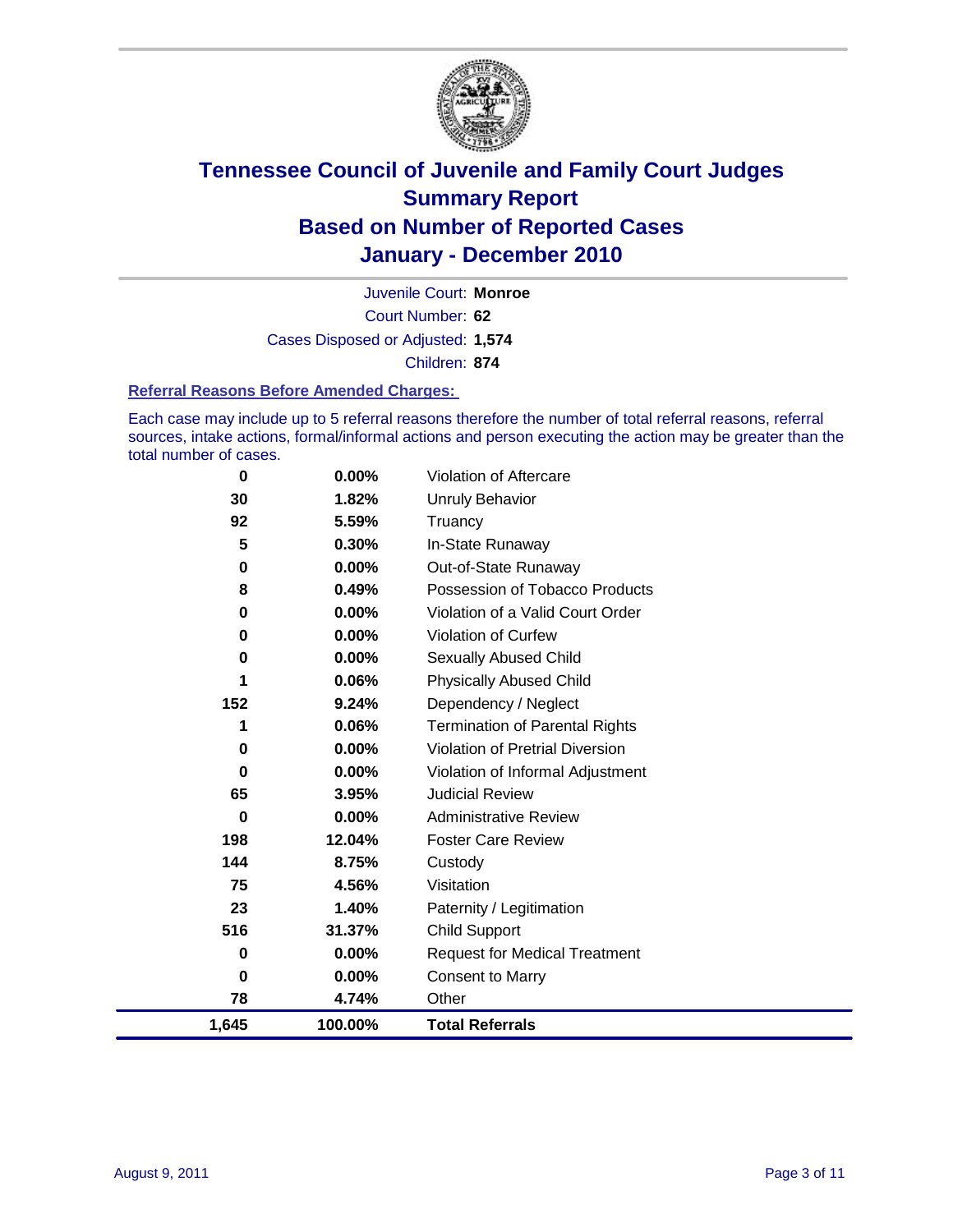# Tennessee Council of Juvenile and Family Court Judges
## Summary Report
## Based on Number of Reported Cases
## January - December 2010

Juvenile Court: **Monroe**

Court Number: **62**

Cases Disposed or Adjusted: **1,574**

Children: **874**

### Referral Reasons Before Amended Charges:

Each case may include up to 5 referral reasons therefore the number of total referral reasons, referral sources, intake actions, formal/informal actions and person executing the action may be greater than the total number of cases.

| Count | Percent | Referral Reason |
|---|---|---|
| 0 | 0.00% | Violation of Aftercare |
| 30 | 1.82% | Unruly Behavior |
| 92 | 5.59% | Truancy |
| 5 | 0.30% | In-State Runaway |
| 0 | 0.00% | Out-of-State Runaway |
| 8 | 0.49% | Possession of Tobacco Products |
| 0 | 0.00% | Violation of a Valid Court Order |
| 0 | 0.00% | Violation of Curfew |
| 0 | 0.00% | Sexually Abused Child |
| 1 | 0.06% | Physically Abused Child |
| 152 | 9.24% | Dependency / Neglect |
| 1 | 0.06% | Termination of Parental Rights |
| 0 | 0.00% | Violation of Pretrial Diversion |
| 0 | 0.00% | Violation of Informal Adjustment |
| 65 | 3.95% | Judicial Review |
| 0 | 0.00% | Administrative Review |
| 198 | 12.04% | Foster Care Review |
| 144 | 8.75% | Custody |
| 75 | 4.56% | Visitation |
| 23 | 1.40% | Paternity / Legitimation |
| 516 | 31.37% | Child Support |
| 0 | 0.00% | Request for Medical Treatment |
| 0 | 0.00% | Consent to Marry |
| 78 | 4.74% | Other |
| **1,645** | **100.00%** | **Total Referrals** |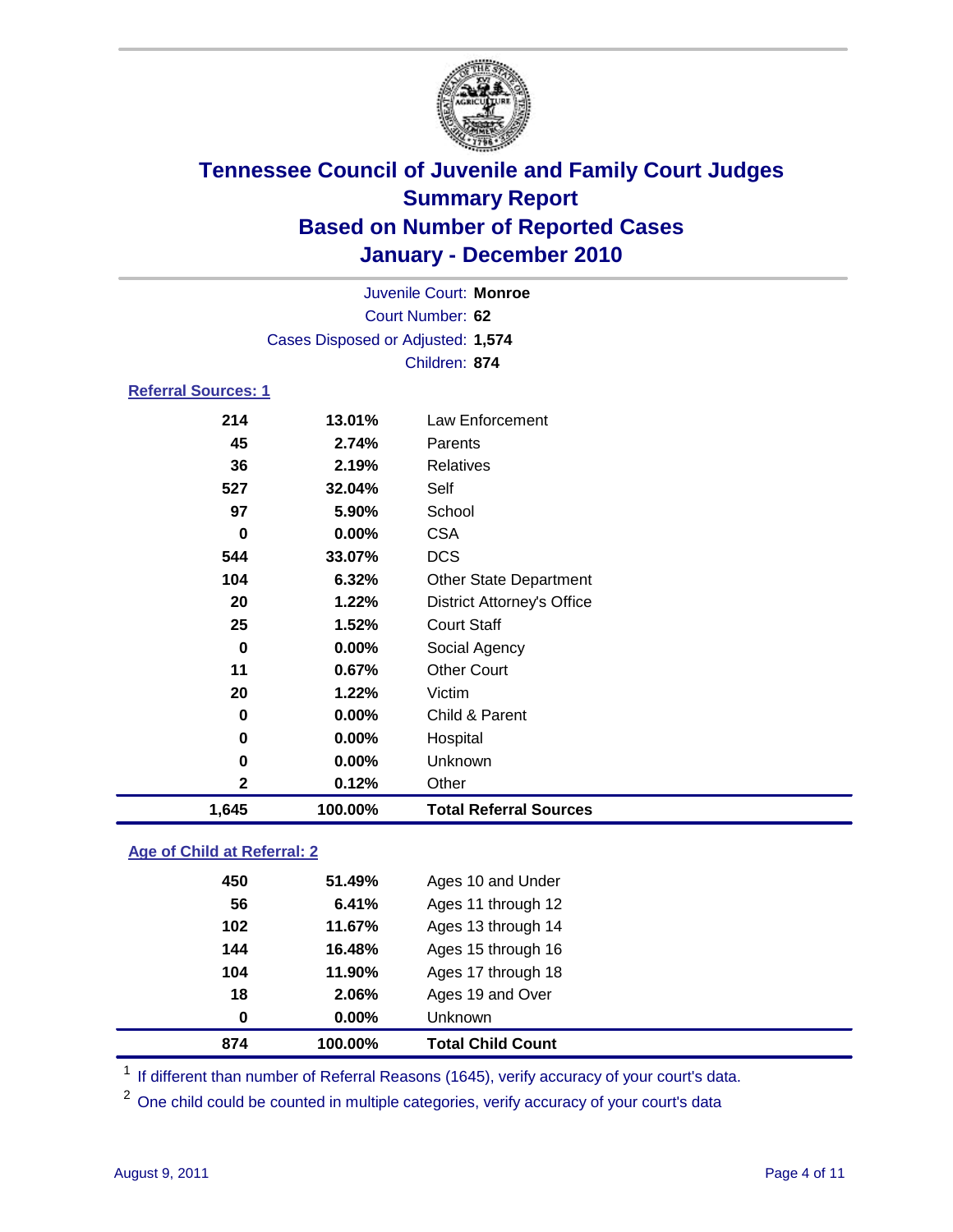# Tennessee Council of Juvenile and Family Court Judges
## Summary Report
## Based on Number of Reported Cases
## January - December 2010

Juvenile Court: **Monroe**

Court Number: **62**

Cases Disposed or Adjusted: **1,574**

Children: **874**

### Referral Sources: 1

| | | |
|---|---|---|
| 214 | 13.01% | Law Enforcement |
| 45 | 2.74% | Parents |
| 36 | 2.19% | Relatives |
| 527 | 32.04% | Self |
| 97 | 5.90% | School |
| 0 | 0.00% | CSA |
| 544 | 33.07% | DCS |
| 104 | 6.32% | Other State Department |
| 20 | 1.22% | District Attorney's Office |
| 25 | 1.52% | Court Staff |
| 0 | 0.00% | Social Agency |
| 11 | 0.67% | Other Court |
| 20 | 1.22% | Victim |
| 0 | 0.00% | Child & Parent |
| 0 | 0.00% | Hospital |
| 0 | 0.00% | Unknown |
| 2 | 0.12% | Other |
| **1,645** | **100.00%** | **Total Referral Sources** |

### Age of Child at Referral: 2

| | | |
|---|---|---|
| 450 | 51.49% | Ages 10 and Under |
| 56 | 6.41% | Ages 11 through 12 |
| 102 | 11.67% | Ages 13 through 14 |
| 144 | 16.48% | Ages 15 through 16 |
| 104 | 11.90% | Ages 17 through 18 |
| 18 | 2.06% | Ages 19 and Over |
| 0 | 0.00% | Unknown |
| **874** | **100.00%** | **Total Child Count** |

[1] If different than number of Referral Reasons (1645), verify accuracy of your court's data.

[2] One child could be counted in multiple categories, verify accuracy of your court's data

August 9, 2011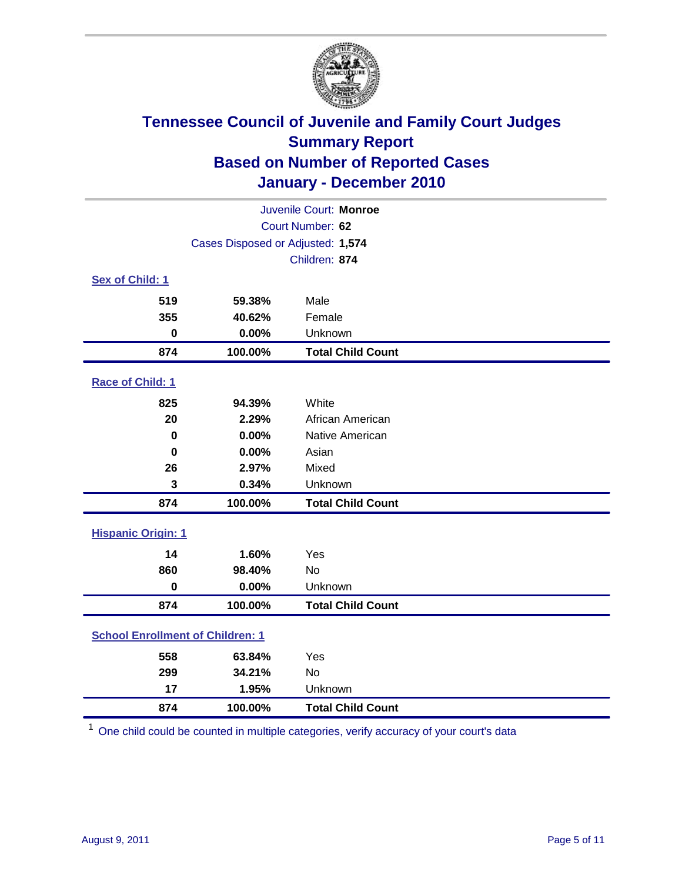# Tennessee Council of Juvenile and Family Court Judges
## Summary Report
## Based on Number of Reported Cases
## January - December 2010

Juvenile Court: **Monroe**

Court Number: **62**

Cases Disposed or Adjusted: **1,574**

Children: **874**

### Sex of Child: 1

| | | |
|---|---|---|
| 519 | 59.38% | Male |
| 355 | 40.62% | Female |
| 0 | 0.00% | Unknown |
| **874** | **100.00%** | **Total Child Count** |

### Race of Child: 1

| | | |
|---|---|---|
| 825 | 94.39% | White |
| 20 | 2.29% | African American |
| 0 | 0.00% | Native American |
| 0 | 0.00% | Asian |
| 26 | 2.97% | Mixed |
| 3 | 0.34% | Unknown |
| **874** | **100.00%** | **Total Child Count** |

### Hispanic Origin: 1

| | | |
|---|---|---|
| 14 | 1.60% | Yes |
| 860 | 98.40% | No |
| 0 | 0.00% | Unknown |
| **874** | **100.00%** | **Total Child Count** |

### School Enrollment of Children: 1

| | | |
|---|---|---|
| 558 | 63.84% | Yes |
| 299 | 34.21% | No |
| 17 | 1.95% | Unknown |
| **874** | **100.00%** | **Total Child Count** |

[1] One child could be counted in multiple categories, verify accuracy of your court's data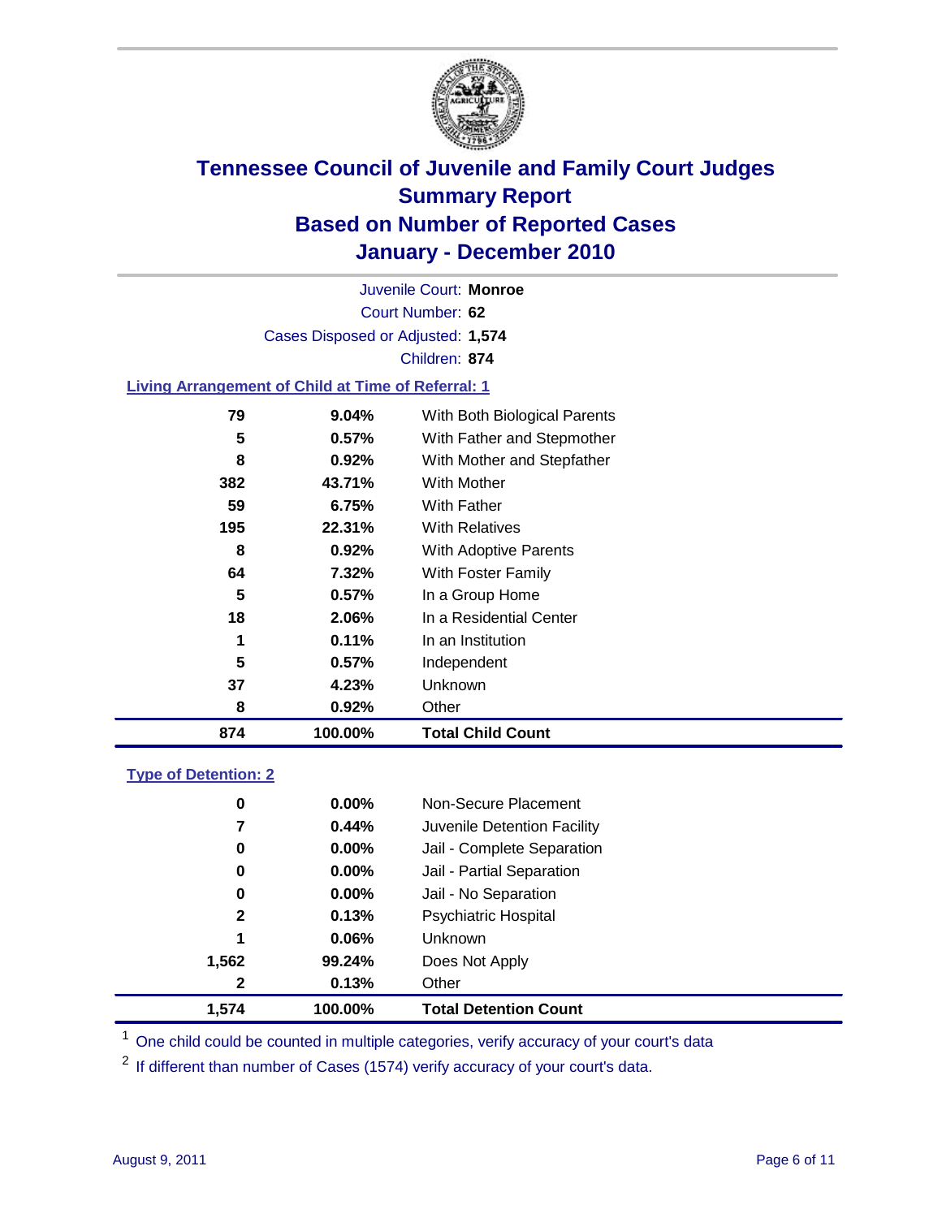# Tennessee Council of Juvenile and Family Court Judges
## Summary Report
## Based on Number of Reported Cases
## January - December 2010

Juvenile Court: **Monroe**

Court Number: **62**

Cases Disposed or Adjusted: **1,574**

Children: **874**

### Living Arrangement of Child at Time of Referral: 1

| Count | Percent | Category |
|---|---|---|
| 79 | 9.04% | With Both Biological Parents |
| 5 | 0.57% | With Father and Stepmother |
| 8 | 0.92% | With Mother and Stepfather |
| 382 | 43.71% | With Mother |
| 59 | 6.75% | With Father |
| 195 | 22.31% | With Relatives |
| 8 | 0.92% | With Adoptive Parents |
| 64 | 7.32% | With Foster Family |
| 5 | 0.57% | In a Group Home |
| 18 | 2.06% | In a Residential Center |
| 1 | 0.11% | In an Institution |
| 5 | 0.57% | Independent |
| 37 | 4.23% | Unknown |
| 8 | 0.92% | Other |
| **874** | **100.00%** | **Total Child Count** |

### Type of Detention: 2

| Count | Percent | Category |
|---|---|---|
| 0 | 0.00% | Non-Secure Placement |
| 7 | 0.44% | Juvenile Detention Facility |
| 0 | 0.00% | Jail - Complete Separation |
| 0 | 0.00% | Jail - Partial Separation |
| 0 | 0.00% | Jail - No Separation |
| 2 | 0.13% | Psychiatric Hospital |
| 1 | 0.06% | Unknown |
| 1,562 | 99.24% | Does Not Apply |
| 2 | 0.13% | Other |
| **1,574** | **100.00%** | **Total Detention Count** |

[1] One child could be counted in multiple categories, verify accuracy of your court's data

[2] If different than number of Cases (1574) verify accuracy of your court's data.

August 9, 2011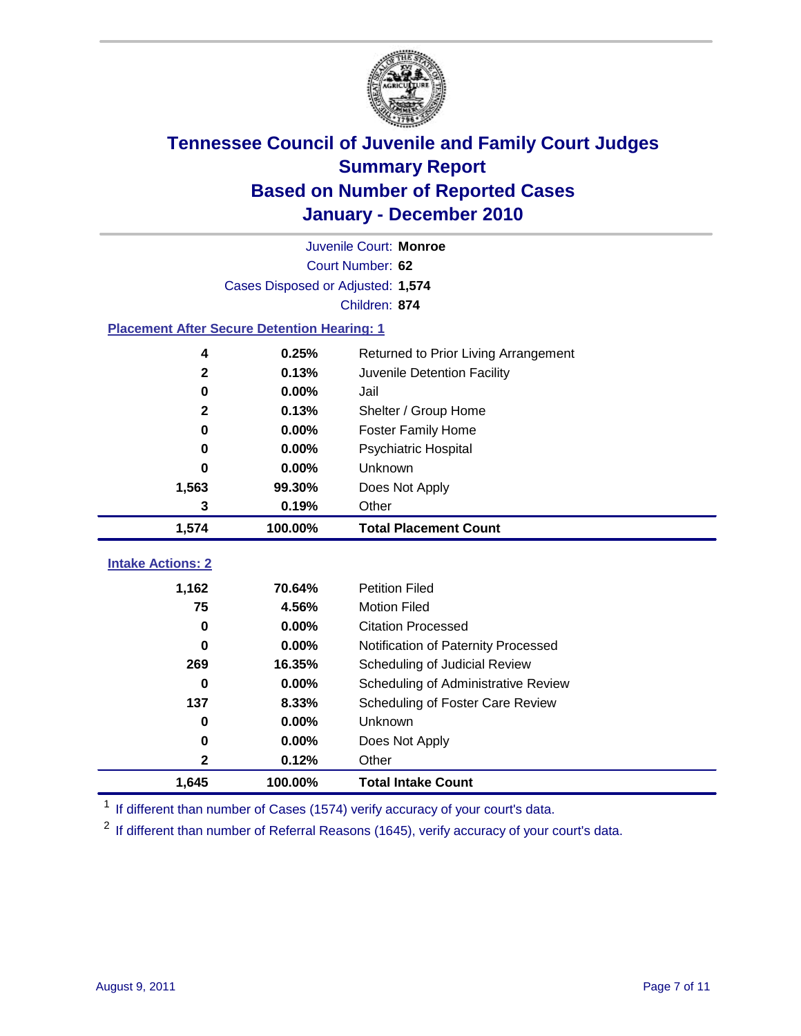# Tennessee Council of Juvenile and Family Court Judges
## Summary Report
## Based on Number of Reported Cases
## January - December 2010

Juvenile Court: **Monroe**

Court Number: **62**

Cases Disposed or Adjusted: **1,574**

Children: **874**

### Placement After Secure Detention Hearing: 1

| | | |
|---|---|---|
| 4 | 0.25% | Returned to Prior Living Arrangement |
| 2 | 0.13% | Juvenile Detention Facility |
| 0 | 0.00% | Jail |
| 2 | 0.13% | Shelter / Group Home |
| 0 | 0.00% | Foster Family Home |
| 0 | 0.00% | Psychiatric Hospital |
| 0 | 0.00% | Unknown |
| 1,563 | 99.30% | Does Not Apply |
| 3 | 0.19% | Other |
| **1,574** | **100.00%** | **Total Placement Count** |

### Intake Actions: 2

| | | |
|---|---|---|
| 1,162 | 70.64% | Petition Filed |
| 75 | 4.56% | Motion Filed |
| 0 | 0.00% | Citation Processed |
| 0 | 0.00% | Notification of Paternity Processed |
| 269 | 16.35% | Scheduling of Judicial Review |
| 0 | 0.00% | Scheduling of Administrative Review |
| 137 | 8.33% | Scheduling of Foster Care Review |
| 0 | 0.00% | Unknown |
| 0 | 0.00% | Does Not Apply |
| 2 | 0.12% | Other |
| **1,645** | **100.00%** | **Total Intake Count** |

[1] If different than number of Cases (1574) verify accuracy of your court's data.

[2] If different than number of Referral Reasons (1645), verify accuracy of your court's data.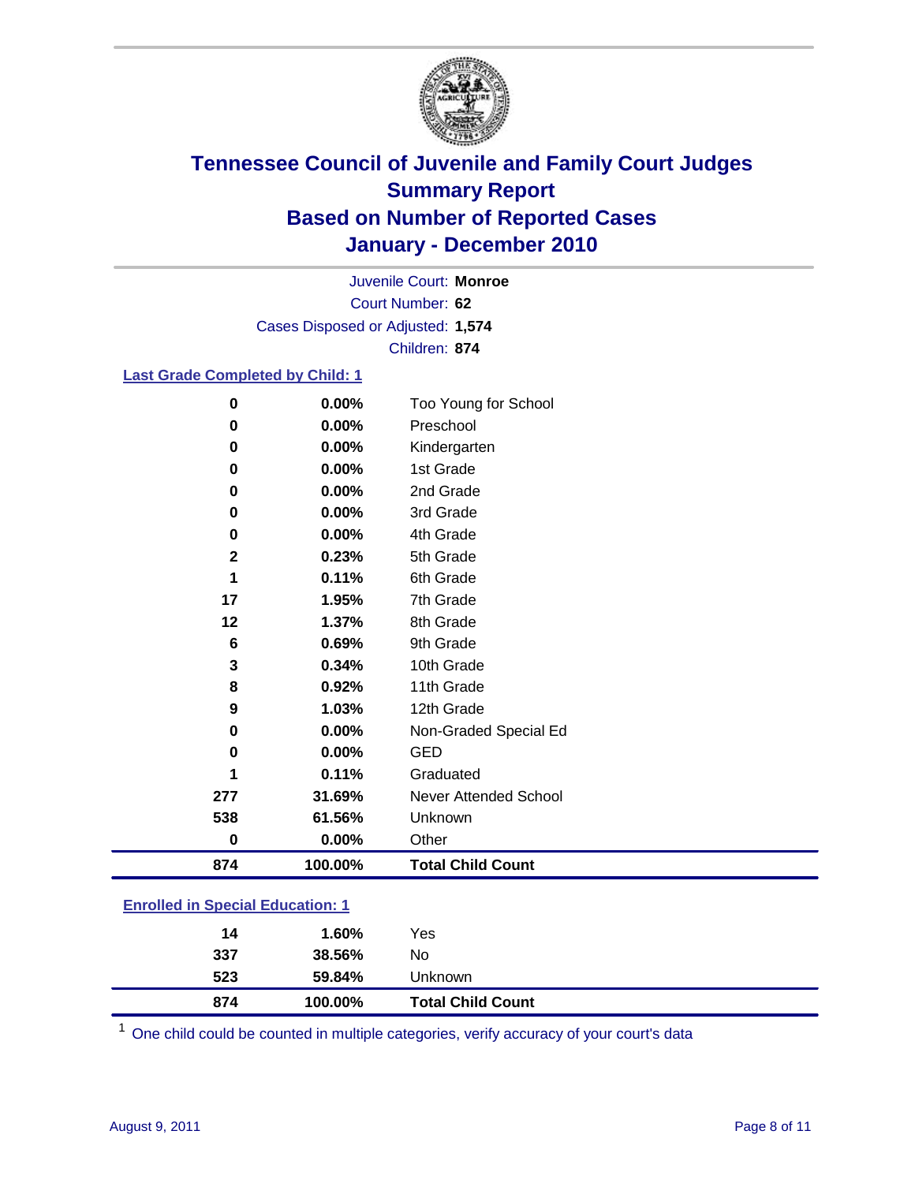# Tennessee Council of Juvenile and Family Court Judges
## Summary Report
## Based on Number of Reported Cases
## January - December 2010

Juvenile Court: **Monroe**

Court Number: **62**

Cases Disposed or Adjusted: **1,574**

Children: **874**

### Last Grade Completed by Child: 1

| Count | Percent | Category |
|---|---|---|
| 0 | 0.00% | Too Young for School |
| 0 | 0.00% | Preschool |
| 0 | 0.00% | Kindergarten |
| 0 | 0.00% | 1st Grade |
| 0 | 0.00% | 2nd Grade |
| 0 | 0.00% | 3rd Grade |
| 0 | 0.00% | 4th Grade |
| 2 | 0.23% | 5th Grade |
| 1 | 0.11% | 6th Grade |
| 17 | 1.95% | 7th Grade |
| 12 | 1.37% | 8th Grade |
| 6 | 0.69% | 9th Grade |
| 3 | 0.34% | 10th Grade |
| 8 | 0.92% | 11th Grade |
| 9 | 1.03% | 12th Grade |
| 0 | 0.00% | Non-Graded Special Ed |
| 0 | 0.00% | GED |
| 1 | 0.11% | Graduated |
| 277 | 31.69% | Never Attended School |
| 538 | 61.56% | Unknown |
| 0 | 0.00% | Other |
| **874** | **100.00%** | **Total Child Count** |

### Enrolled in Special Education: 1

| Count | Percent | Category |
|---|---|---|
| 14 | 1.60% | Yes |
| 337 | 38.56% | No |
| 523 | 59.84% | Unknown |
| **874** | **100.00%** | **Total Child Count** |

[1] One child could be counted in multiple categories, verify accuracy of your court's data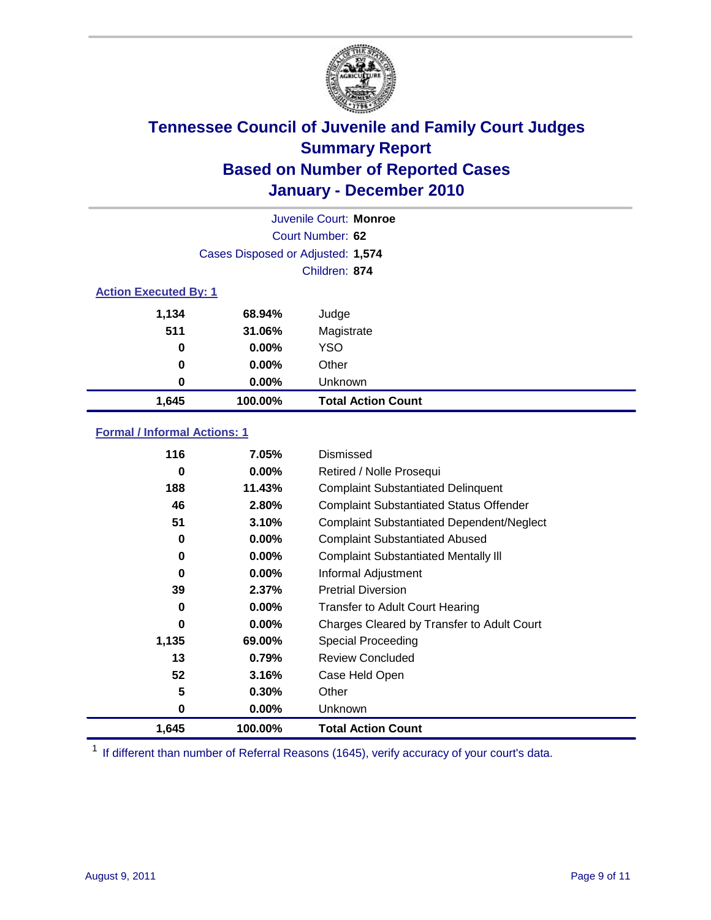# Tennessee Council of Juvenile and Family Court Judges
## Summary Report
## Based on Number of Reported Cases
## January - December 2010

Juvenile Court: **Monroe**

Court Number: **62**

Cases Disposed or Adjusted: **1,574**

Children: **874**

### Action Executed By: 1

| | | |
|---|---|---|
| 1,134 | 68.94% | Judge |
| 511 | 31.06% | Magistrate |
| 0 | 0.00% | YSO |
| 0 | 0.00% | Other |
| 0 | 0.00% | Unknown |
| **1,645** | **100.00%** | **Total Action Count** |

### Formal / Informal Actions: 1

| | | |
|---|---|---|
| 116 | 7.05% | Dismissed |
| 0 | 0.00% | Retired / Nolle Prosequi |
| 188 | 11.43% | Complaint Substantiated Delinquent |
| 46 | 2.80% | Complaint Substantiated Status Offender |
| 51 | 3.10% | Complaint Substantiated Dependent/Neglect |
| 0 | 0.00% | Complaint Substantiated Abused |
| 0 | 0.00% | Complaint Substantiated Mentally Ill |
| 0 | 0.00% | Informal Adjustment |
| 39 | 2.37% | Pretrial Diversion |
| 0 | 0.00% | Transfer to Adult Court Hearing |
| 0 | 0.00% | Charges Cleared by Transfer to Adult Court |
| 1,135 | 69.00% | Special Proceeding |
| 13 | 0.79% | Review Concluded |
| 52 | 3.16% | Case Held Open |
| 5 | 0.30% | Other |
| 0 | 0.00% | Unknown |
| **1,645** | **100.00%** | **Total Action Count** |

[1] If different than number of Referral Reasons (1645), verify accuracy of your court's data.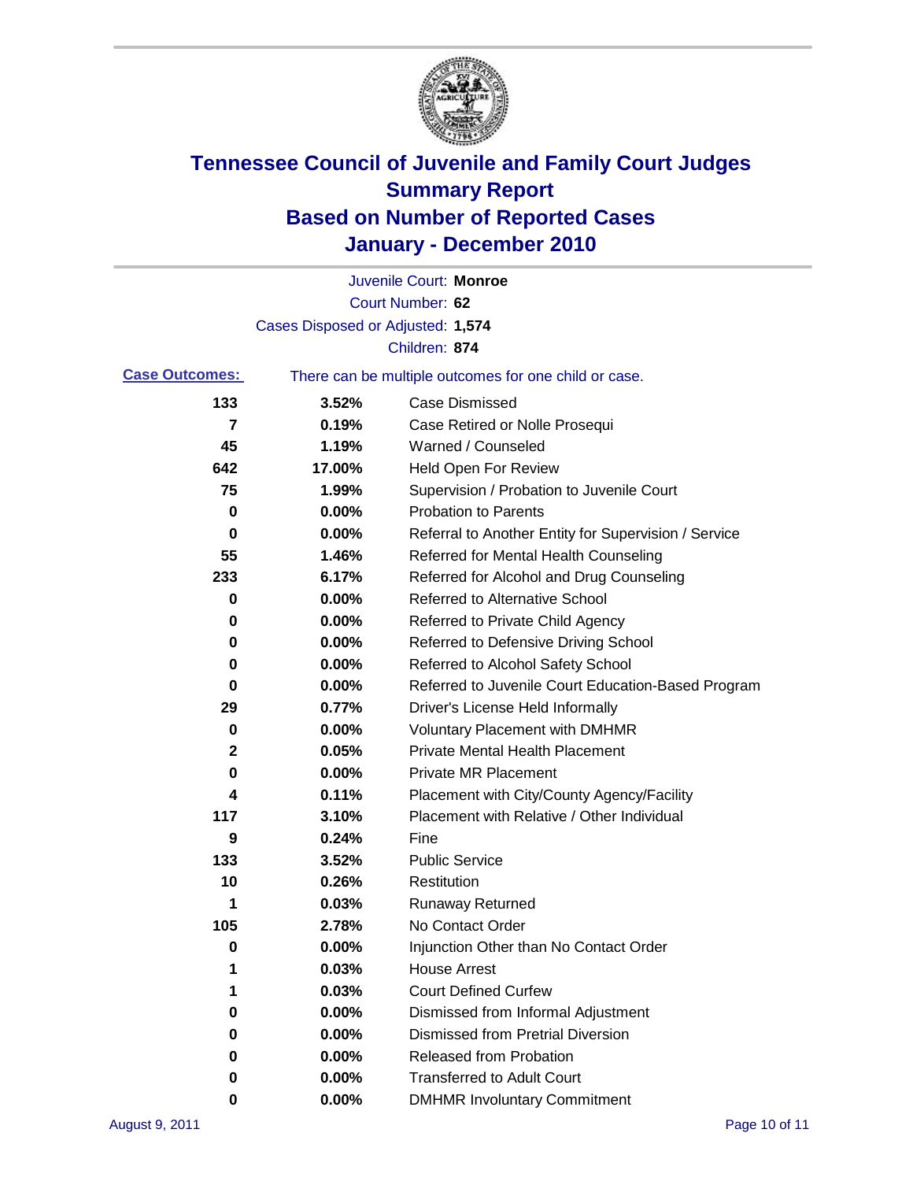# Tennessee Council of Juvenile and Family Court Judges
## Summary Report
## Based on Number of Reported Cases
## January - December 2010

Juvenile Court: **Monroe**

Court Number: **62**

Cases Disposed or Adjusted: **1,574**

Children: **874**

**Case Outcomes:** There can be multiple outcomes for one child or case.

| Count | Percent | Outcome |
|---|---|---|
| 133 | 3.52% | Case Dismissed |
| 7 | 0.19% | Case Retired or Nolle Prosequi |
| 45 | 1.19% | Warned / Counseled |
| 642 | 17.00% | Held Open For Review |
| 75 | 1.99% | Supervision / Probation to Juvenile Court |
| 0 | 0.00% | Probation to Parents |
| 0 | 0.00% | Referral to Another Entity for Supervision / Service |
| 55 | 1.46% | Referred for Mental Health Counseling |
| 233 | 6.17% | Referred for Alcohol and Drug Counseling |
| 0 | 0.00% | Referred to Alternative School |
| 0 | 0.00% | Referred to Private Child Agency |
| 0 | 0.00% | Referred to Defensive Driving School |
| 0 | 0.00% | Referred to Alcohol Safety School |
| 0 | 0.00% | Referred to Juvenile Court Education-Based Program |
| 29 | 0.77% | Driver's License Held Informally |
| 0 | 0.00% | Voluntary Placement with DMHMR |
| 2 | 0.05% | Private Mental Health Placement |
| 0 | 0.00% | Private MR Placement |
| 4 | 0.11% | Placement with City/County Agency/Facility |
| 117 | 3.10% | Placement with Relative / Other Individual |
| 9 | 0.24% | Fine |
| 133 | 3.52% | Public Service |
| 10 | 0.26% | Restitution |
| 1 | 0.03% | Runaway Returned |
| 105 | 2.78% | No Contact Order |
| 0 | 0.00% | Injunction Other than No Contact Order |
| 1 | 0.03% | House Arrest |
| 1 | 0.03% | Court Defined Curfew |
| 0 | 0.00% | Dismissed from Informal Adjustment |
| 0 | 0.00% | Dismissed from Pretrial Diversion |
| 0 | 0.00% | Released from Probation |
| 0 | 0.00% | Transferred to Adult Court |
| 0 | 0.00% | DMHMR Involuntary Commitment |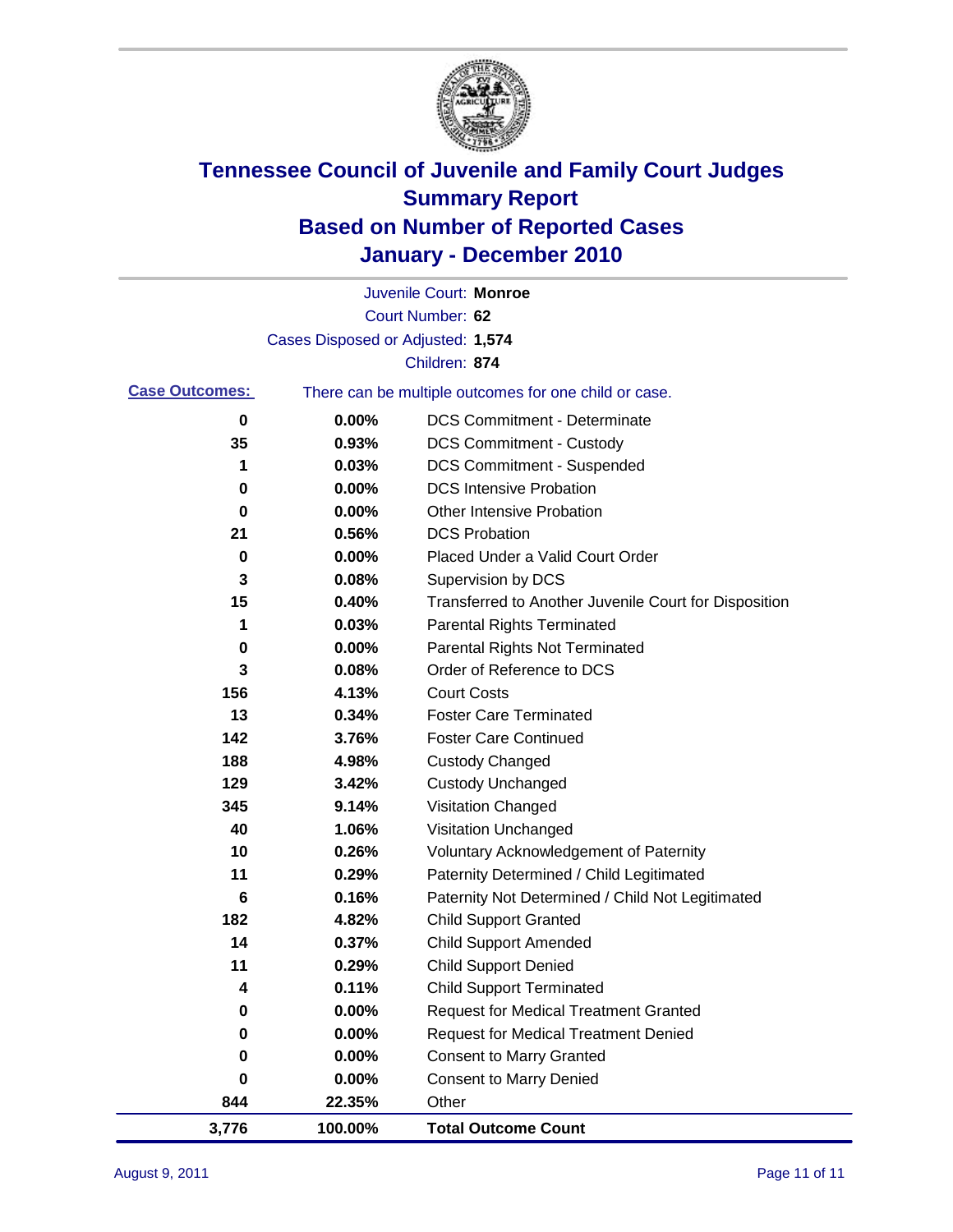# Tennessee Council of Juvenile and Family Court Judges
## Summary Report
## Based on Number of Reported Cases
## January - December 2010

Juvenile Court: **Monroe**
Court Number: **62**
Cases Disposed or Adjusted: **1,574**
Children: **874**

**Case Outcomes:** There can be multiple outcomes for one child or case.

| | | |
|---|---|---|
| 0 | 0.00% | DCS Commitment - Determinate |
| 35 | 0.93% | DCS Commitment - Custody |
| 1 | 0.03% | DCS Commitment - Suspended |
| 0 | 0.00% | DCS Intensive Probation |
| 0 | 0.00% | Other Intensive Probation |
| 21 | 0.56% | DCS Probation |
| 0 | 0.00% | Placed Under a Valid Court Order |
| 3 | 0.08% | Supervision by DCS |
| 15 | 0.40% | Transferred to Another Juvenile Court for Disposition |
| 1 | 0.03% | Parental Rights Terminated |
| 0 | 0.00% | Parental Rights Not Terminated |
| 3 | 0.08% | Order of Reference to DCS |
| 156 | 4.13% | Court Costs |
| 13 | 0.34% | Foster Care Terminated |
| 142 | 3.76% | Foster Care Continued |
| 188 | 4.98% | Custody Changed |
| 129 | 3.42% | Custody Unchanged |
| 345 | 9.14% | Visitation Changed |
| 40 | 1.06% | Visitation Unchanged |
| 10 | 0.26% | Voluntary Acknowledgement of Paternity |
| 11 | 0.29% | Paternity Determined / Child Legitimated |
| 6 | 0.16% | Paternity Not Determined / Child Not Legitimated |
| 182 | 4.82% | Child Support Granted |
| 14 | 0.37% | Child Support Amended |
| 11 | 0.29% | Child Support Denied |
| 4 | 0.11% | Child Support Terminated |
| 0 | 0.00% | Request for Medical Treatment Granted |
| 0 | 0.00% | Request for Medical Treatment Denied |
| 0 | 0.00% | Consent to Marry Granted |
| 0 | 0.00% | Consent to Marry Denied |
| 844 | 22.35% | Other |
| **3,776** | **100.00%** | **Total Outcome Count** |